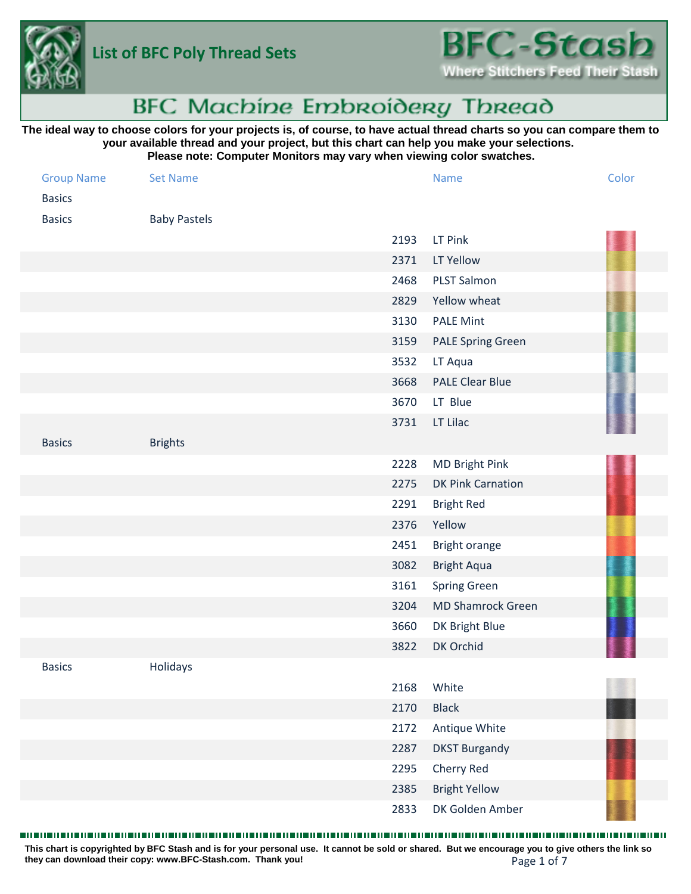# List of BFC Poly Thread Sets

**BFC-Stash**
Where Stitchers Feed Their Stash

## BFC Machine Embroidery Thread

**The ideal way to choose colors for your projects is, of course, to have actual thread charts so you can compare them to your available thread and your project, but this chart can help you make your selections.**
**Please note: Computer Monitors may vary when viewing color swatches.**

| Group Name | Set Name | | Name | Color |
|---|---|---|---|---|
| Basics | | | | |
| Basics | Baby Pastels | | | |
| | | 2193 | LT Pink | |
| | | 2371 | LT Yellow | |
| | | 2468 | PLST Salmon | |
| | | 2829 | Yellow wheat | |
| | | 3130 | PALE Mint | |
| | | 3159 | PALE Spring Green | |
| | | 3532 | LT Aqua | |
| | | 3668 | PALE Clear Blue | |
| | | 3670 | LT Blue | |
| | | 3731 | LT Lilac | |
| Basics | Brights | | | |
| | | 2228 | MD Bright Pink | |
| | | 2275 | DK Pink Carnation | |
| | | 2291 | Bright Red | |
| | | 2376 | Yellow | |
| | | 2451 | Bright orange | |
| | | 3082 | Bright Aqua | |
| | | 3161 | Spring Green | |
| | | 3204 | MD Shamrock Green | |
| | | 3660 | DK Bright Blue | |
| | | 3822 | DK Orchid | |
| Basics | Holidays | | | |
| | | 2168 | White | |
| | | 2170 | Black | |
| | | 2172 | Antique White | |
| | | 2287 | DKST Burgandy | |
| | | 2295 | Cherry Red | |
| | | 2385 | Bright Yellow | |
| | | 2833 | DK Golden Amber | |

**This chart is copyrighted by BFC Stash and is for your personal use. It cannot be sold or shared. But we encourage you to give others the link so they can download their copy: www.BFC-Stash.com. Thank you!**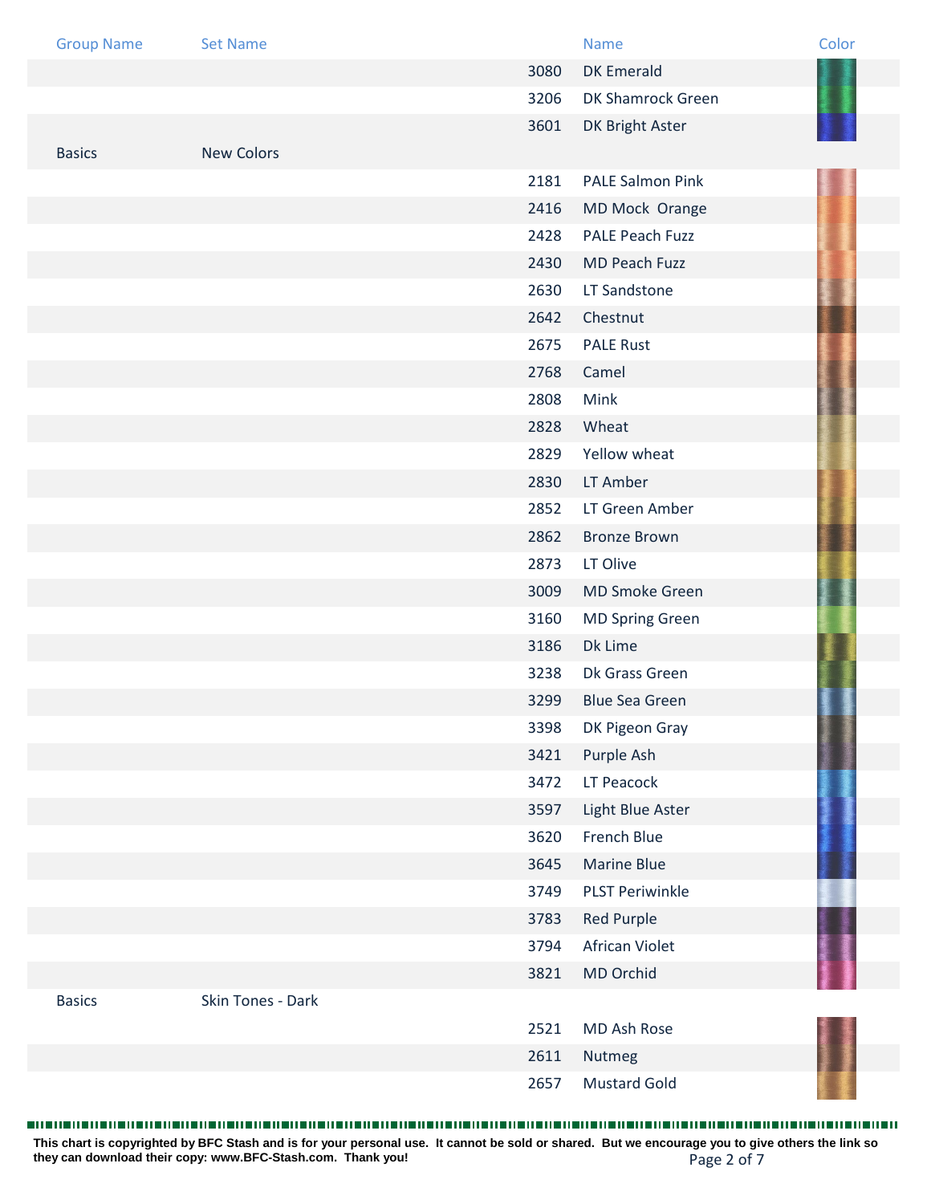| Group Name | Set Name | | Name | Color |
|---|---|---|---|---|
| | | 3080 | DK Emerald | |
| | | 3206 | DK Shamrock Green | |
| | | 3601 | DK Bright Aster | |
| Basics | New Colors | | | |
| | | 2181 | PALE Salmon Pink | |
| | | 2416 | MD Mock Orange | |
| | | 2428 | PALE Peach Fuzz | |
| | | 2430 | MD Peach Fuzz | |
| | | 2630 | LT Sandstone | |
| | | 2642 | Chestnut | |
| | | 2675 | PALE Rust | |
| | | 2768 | Camel | |
| | | 2808 | Mink | |
| | | 2828 | Wheat | |
| | | 2829 | Yellow wheat | |
| | | 2830 | LT Amber | |
| | | 2852 | LT Green Amber | |
| | | 2862 | Bronze Brown | |
| | | 2873 | LT Olive | |
| | | 3009 | MD Smoke Green | |
| | | 3160 | MD Spring Green | |
| | | 3186 | Dk Lime | |
| | | 3238 | Dk Grass Green | |
| | | 3299 | Blue Sea Green | |
| | | 3398 | DK Pigeon Gray | |
| | | 3421 | Purple Ash | |
| | | 3472 | LT Peacock | |
| | | 3597 | Light Blue Aster | |
| | | 3620 | French Blue | |
| | | 3645 | Marine Blue | |
| | | 3749 | PLST Periwinkle | |
| | | 3783 | Red Purple | |
| | | 3794 | African Violet | |
| | | 3821 | MD Orchid | |
| Basics | Skin Tones - Dark | | | |
| | | 2521 | MD Ash Rose | |
| | | 2611 | Nutmeg | |
| | | 2657 | Mustard Gold | |

**This chart is copyrighted by BFC Stash and is for your personal use. It cannot be sold or shared. But we encourage you to give others the link so they can download their copy: www.BFC-Stash.com. Thank you!**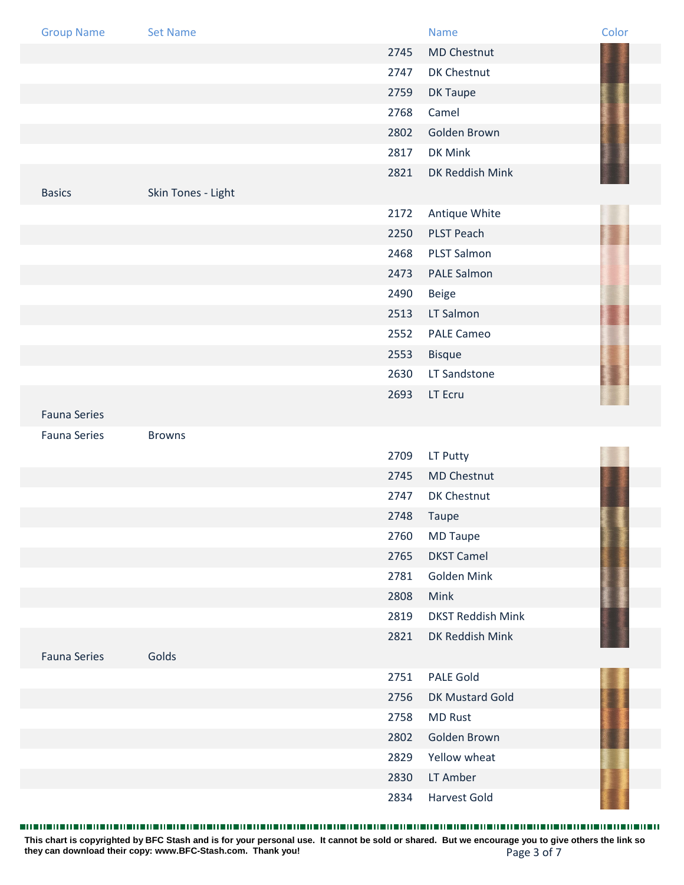| Group Name | Set Name | | Name | Color |
|---|---|---|---|---|
| | | 2745 | MD Chestnut | |
| | | 2747 | DK Chestnut | |
| | | 2759 | DK Taupe | |
| | | 2768 | Camel | |
| | | 2802 | Golden Brown | |
| | | 2817 | DK Mink | |
| | | 2821 | DK Reddish Mink | |
| Basics | Skin Tones - Light | | | |
| | | 2172 | Antique White | |
| | | 2250 | PLST Peach | |
| | | 2468 | PLST Salmon | |
| | | 2473 | PALE Salmon | |
| | | 2490 | Beige | |
| | | 2513 | LT Salmon | |
| | | 2552 | PALE Cameo | |
| | | 2553 | Bisque | |
| | | 2630 | LT Sandstone | |
| | | 2693 | LT Ecru | |
| Fauna Series | | | | |
| Fauna Series | Browns | | | |
| | | 2709 | LT Putty | |
| | | 2745 | MD Chestnut | |
| | | 2747 | DK Chestnut | |
| | | 2748 | Taupe | |
| | | 2760 | MD Taupe | |
| | | 2765 | DKST Camel | |
| | | 2781 | Golden Mink | |
| | | 2808 | Mink | |
| | | 2819 | DKST Reddish Mink | |
| | | 2821 | DK Reddish Mink | |
| Fauna Series | Golds | | | |
| | | 2751 | PALE Gold | |
| | | 2756 | DK Mustard Gold | |
| | | 2758 | MD Rust | |
| | | 2802 | Golden Brown | |
| | | 2829 | Yellow wheat | |
| | | 2830 | LT Amber | |
| | | 2834 | Harvest Gold | |

**This chart is copyrighted by BFC Stash and is for your personal use. It cannot be sold or shared. But we encourage you to give others the link so they can download their copy: www.BFC-Stash.com. Thank you!**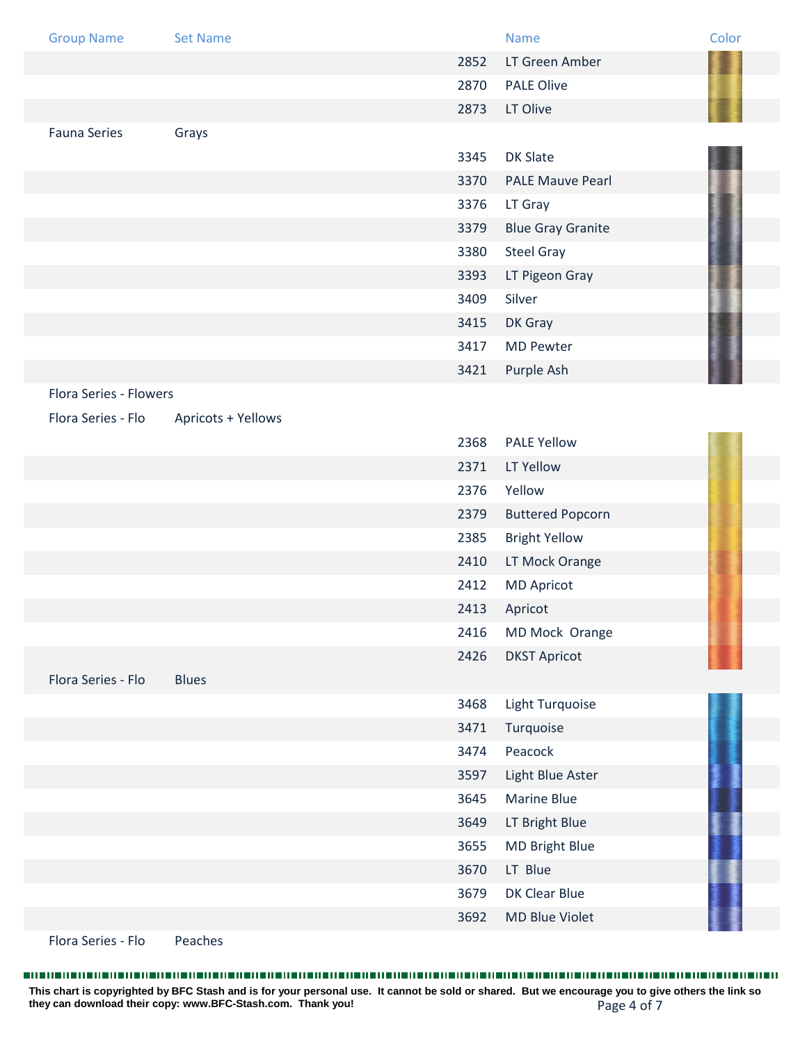| Group Name | Set Name | | Name | Color |
|---|---|---|---|---|
| | | 2852 | LT Green Amber | |
| | | 2870 | PALE Olive | |
| | | 2873 | LT Olive | |
| Fauna Series | Grays | | | |
| | | 3345 | DK Slate | |
| | | 3370 | PALE Mauve Pearl | |
| | | 3376 | LT Gray | |
| | | 3379 | Blue Gray Granite | |
| | | 3380 | Steel Gray | |
| | | 3393 | LT Pigeon Gray | |
| | | 3409 | Silver | |
| | | 3415 | DK Gray | |
| | | 3417 | MD Pewter | |
| | | 3421 | Purple Ash | |
| Flora Series - Flowers | | | | |
| Flora Series - Flo | Apricots + Yellows | | | |
| | | 2368 | PALE Yellow | |
| | | 2371 | LT Yellow | |
| | | 2376 | Yellow | |
| | | 2379 | Buttered Popcorn | |
| | | 2385 | Bright Yellow | |
| | | 2410 | LT Mock Orange | |
| | | 2412 | MD Apricot | |
| | | 2413 | Apricot | |
| | | 2416 | MD Mock Orange | |
| | | 2426 | DKST Apricot | |
| Flora Series - Flo | Blues | | | |
| | | 3468 | Light Turquoise | |
| | | 3471 | Turquoise | |
| | | 3474 | Peacock | |
| | | 3597 | Light Blue Aster | |
| | | 3645 | Marine Blue | |
| | | 3649 | LT Bright Blue | |
| | | 3655 | MD Bright Blue | |
| | | 3670 | LT Blue | |
| | | 3679 | DK Clear Blue | |
| | | 3692 | MD Blue Violet | |
| Flora Series - Flo | Peaches | | | |

**This chart is copyrighted by BFC Stash and is for your personal use. It cannot be sold or shared. But we encourage you to give others the link so they can download their copy: www.BFC-Stash.com. Thank you!**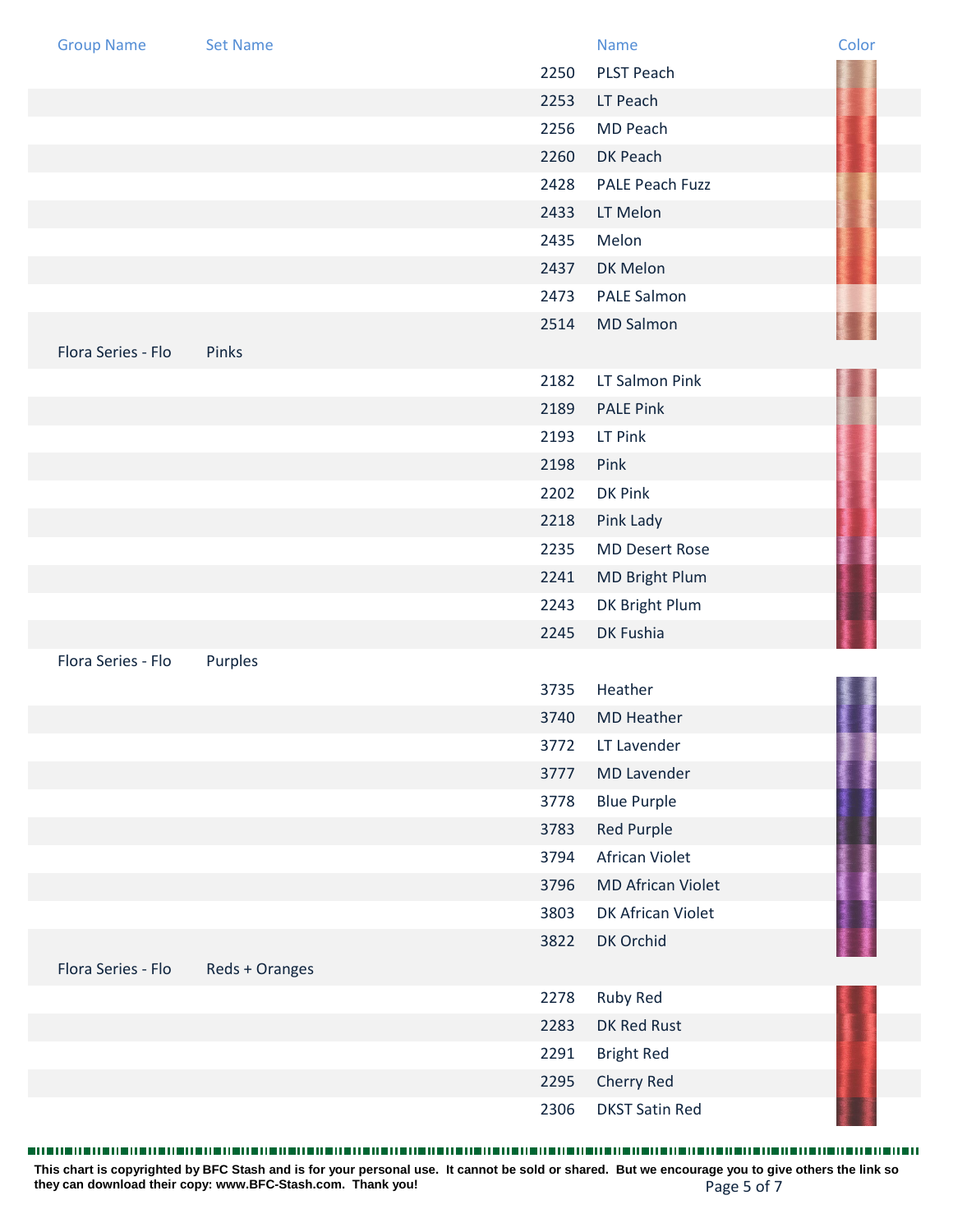| Group Name | Set Name | | Name | Color |
|---|---|---|---|---|
| | | 2250 | PLST Peach | |
| | | 2253 | LT Peach | |
| | | 2256 | MD Peach | |
| | | 2260 | DK Peach | |
| | | 2428 | PALE Peach Fuzz | |
| | | 2433 | LT Melon | |
| | | 2435 | Melon | |
| | | 2437 | DK Melon | |
| | | 2473 | PALE Salmon | |
| | | 2514 | MD Salmon | |
| Flora Series - Flo | Pinks | | | |
| | | 2182 | LT Salmon Pink | |
| | | 2189 | PALE Pink | |
| | | 2193 | LT Pink | |
| | | 2198 | Pink | |
| | | 2202 | DK Pink | |
| | | 2218 | Pink Lady | |
| | | 2235 | MD Desert Rose | |
| | | 2241 | MD Bright Plum | |
| | | 2243 | DK Bright Plum | |
| | | 2245 | DK Fushia | |
| Flora Series - Flo | Purples | | | |
| | | 3735 | Heather | |
| | | 3740 | MD Heather | |
| | | 3772 | LT Lavender | |
| | | 3777 | MD Lavender | |
| | | 3778 | Blue Purple | |
| | | 3783 | Red Purple | |
| | | 3794 | African Violet | |
| | | 3796 | MD African Violet | |
| | | 3803 | DK African Violet | |
| | | 3822 | DK Orchid | |
| Flora Series - Flo | Reds + Oranges | | | |
| | | 2278 | Ruby Red | |
| | | 2283 | DK Red Rust | |
| | | 2291 | Bright Red | |
| | | 2295 | Cherry Red | |
| | | 2306 | DKST Satin Red | |

**This chart is copyrighted by BFC Stash and is for your personal use. It cannot be sold or shared. But we encourage you to give others the link so they can download their copy: www.BFC-Stash.com. Thank you!**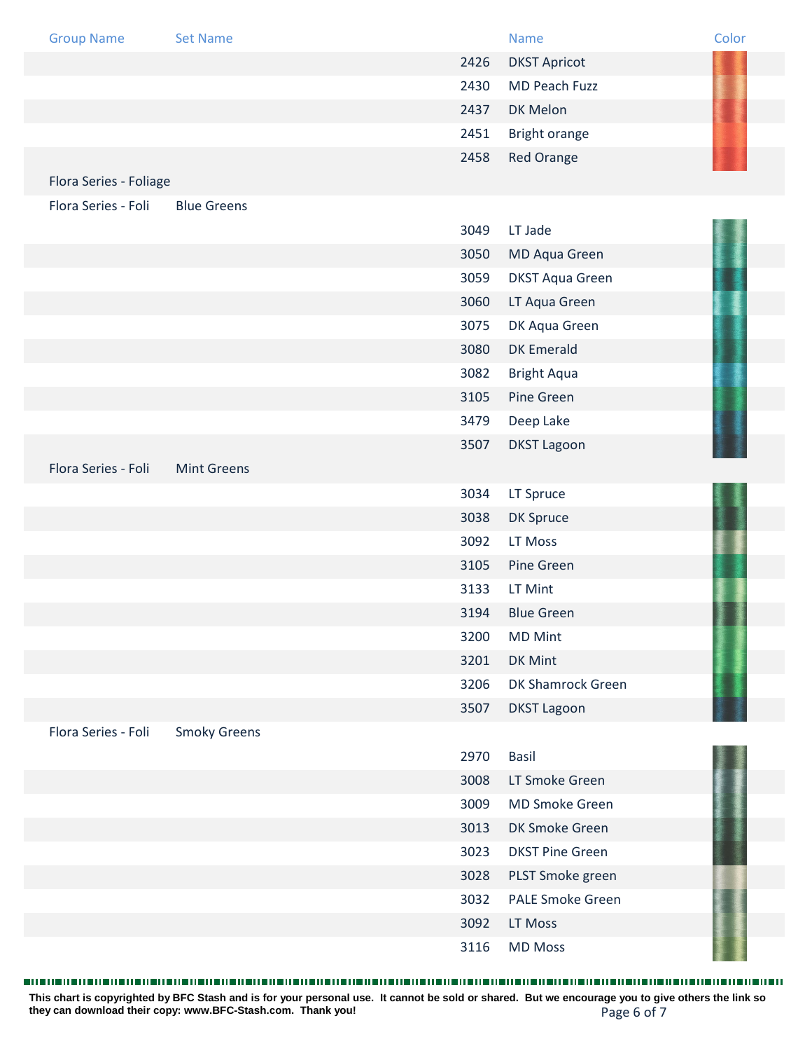| Group Name | Set Name | | Name | Color |
|---|---|---|---|---|
| | | 2426 | DKST Apricot | |
| | | 2430 | MD Peach Fuzz | |
| | | 2437 | DK Melon | |
| | | 2451 | Bright orange | |
| | | 2458 | Red Orange | |
| Flora Series - Foliage | | | | |
| Flora Series - Foli | Blue Greens | | | |
| | | 3049 | LT Jade | |
| | | 3050 | MD Aqua Green | |
| | | 3059 | DKST Aqua Green | |
| | | 3060 | LT Aqua Green | |
| | | 3075 | DK Aqua Green | |
| | | 3080 | DK Emerald | |
| | | 3082 | Bright Aqua | |
| | | 3105 | Pine Green | |
| | | 3479 | Deep Lake | |
| | | 3507 | DKST Lagoon | |
| Flora Series - Foli | Mint Greens | | | |
| | | 3034 | LT Spruce | |
| | | 3038 | DK Spruce | |
| | | 3092 | LT Moss | |
| | | 3105 | Pine Green | |
| | | 3133 | LT Mint | |
| | | 3194 | Blue Green | |
| | | 3200 | MD Mint | |
| | | 3201 | DK Mint | |
| | | 3206 | DK Shamrock Green | |
| | | 3507 | DKST Lagoon | |
| Flora Series - Foli | Smoky Greens | | | |
| | | 2970 | Basil | |
| | | 3008 | LT Smoke Green | |
| | | 3009 | MD Smoke Green | |
| | | 3013 | DK Smoke Green | |
| | | 3023 | DKST Pine Green | |
| | | 3028 | PLST Smoke green | |
| | | 3032 | PALE Smoke Green | |
| | | 3092 | LT Moss | |
| | | 3116 | MD Moss | |

**This chart is copyrighted by BFC Stash and is for your personal use. It cannot be sold or shared. But we encourage you to give others the link so they can download their copy: www.BFC-Stash.com. Thank you!**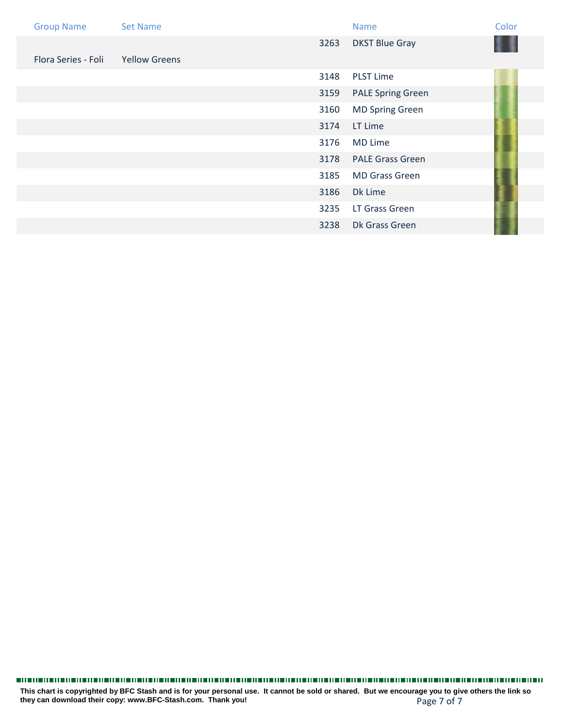| Group Name | Set Name | | Name | Color |
|---|---|---|---|---|
| | | 3263 | DKST Blue Gray | |
| Flora Series - Foli | Yellow Greens | | | |
| | | 3148 | PLST Lime | |
| | | 3159 | PALE Spring Green | |
| | | 3160 | MD Spring Green | |
| | | 3174 | LT Lime | |
| | | 3176 | MD Lime | |
| | | 3178 | PALE Grass Green | |
| | | 3185 | MD Grass Green | |
| | | 3186 | Dk Lime | |
| | | 3235 | LT Grass Green | |
| | | 3238 | Dk Grass Green | |

**This chart is copyrighted by BFC Stash and is for your personal use. It cannot be sold or shared. But we encourage you to give others the link so they can download their copy: www.BFC-Stash.com. Thank you!**